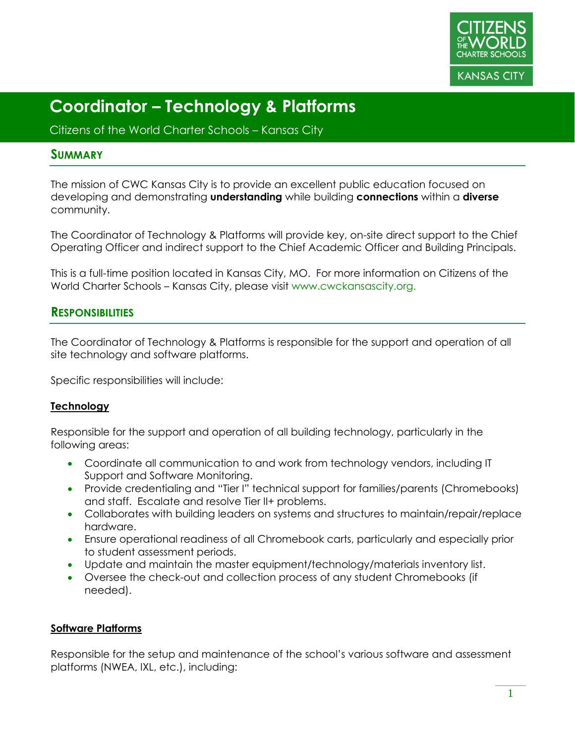# Coordinator – Technology & Platforms

Citizens of the World Charter Schools – Kansas City

## Summary

The mission of CWC Kansas City is to provide an excellent public education focused on developing and demonstrating **understanding** while building **connections** within a **diverse** community.

The Coordinator of Technology & Platforms will provide key, on-site direct support to the Chief Operating Officer and indirect support to the Chief Academic Officer and Building Principals.

This is a full-time position located in Kansas City, MO. For more information on Citizens of the World Charter Schools – Kansas City, please visit www.cwckansascity.org.

## Responsibilities

The Coordinator of Technology & Platforms is responsible for the support and operation of all site technology and software platforms.

Specific responsibilities will include:

### Technology

Responsible for the support and operation of all building technology, particularly in the following areas:

- Coordinate all communication to and work from technology vendors, including IT Support and Software Monitoring.
- Provide credentialing and "Tier I" technical support for families/parents (Chromebooks) and staff. Escalate and resolve Tier II+ problems.
- Collaborates with building leaders on systems and structures to maintain/repair/replace hardware.
- Ensure operational readiness of all Chromebook carts, particularly and especially prior to student assessment periods.
- Update and maintain the master equipment/technology/materials inventory list.
- Oversee the check-out and collection process of any student Chromebooks (if needed).

### Software Platforms

Responsible for the setup and maintenance of the school's various software and assessment platforms (NWEA, IXL, etc.), including: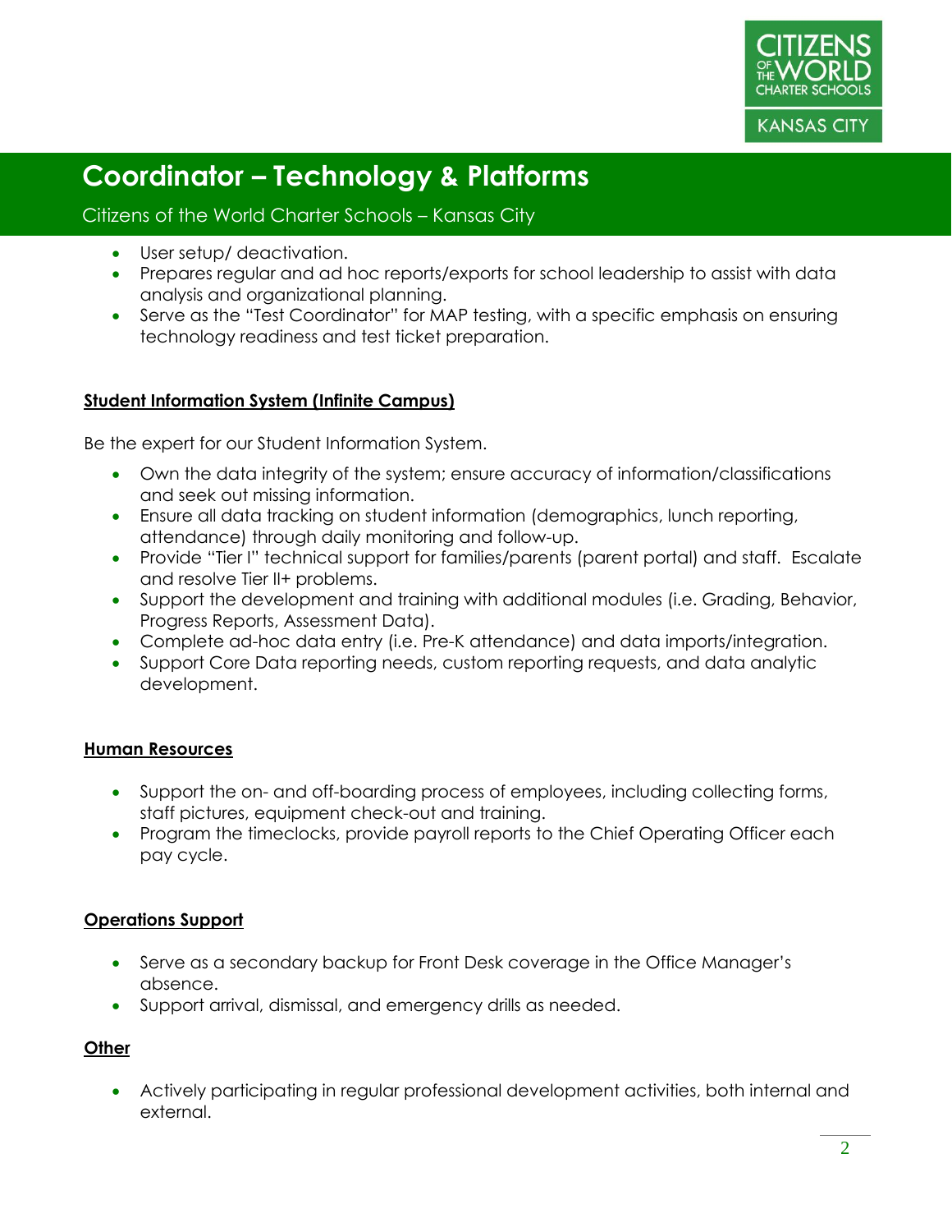- User setup/ deactivation.
- Prepares regular and ad hoc reports/exports for school leadership to assist with data analysis and organizational planning.
- Serve as the "Test Coordinator" for MAP testing, with a specific emphasis on ensuring technology readiness and test ticket preparation.

**Student Information System (Infinite Campus)**

Be the expert for our Student Information System.

- Own the data integrity of the system; ensure accuracy of information/classifications and seek out missing information.
- Ensure all data tracking on student information (demographics, lunch reporting, attendance) through daily monitoring and follow-up.
- Provide "Tier I" technical support for families/parents (parent portal) and staff. Escalate and resolve Tier II+ problems.
- Support the development and training with additional modules (i.e. Grading, Behavior, Progress Reports, Assessment Data).
- Complete ad-hoc data entry (i.e. Pre-K attendance) and data imports/integration.
- Support Core Data reporting needs, custom reporting requests, and data analytic development.

**Human Resources**

- Support the on- and off-boarding process of employees, including collecting forms, staff pictures, equipment check-out and training.
- Program the timeclocks, provide payroll reports to the Chief Operating Officer each pay cycle.

**Operations Support**

- Serve as a secondary backup for Front Desk coverage in the Office Manager's absence.
- Support arrival, dismissal, and emergency drills as needed.

**Other**

- Actively participating in regular professional development activities, both internal and external.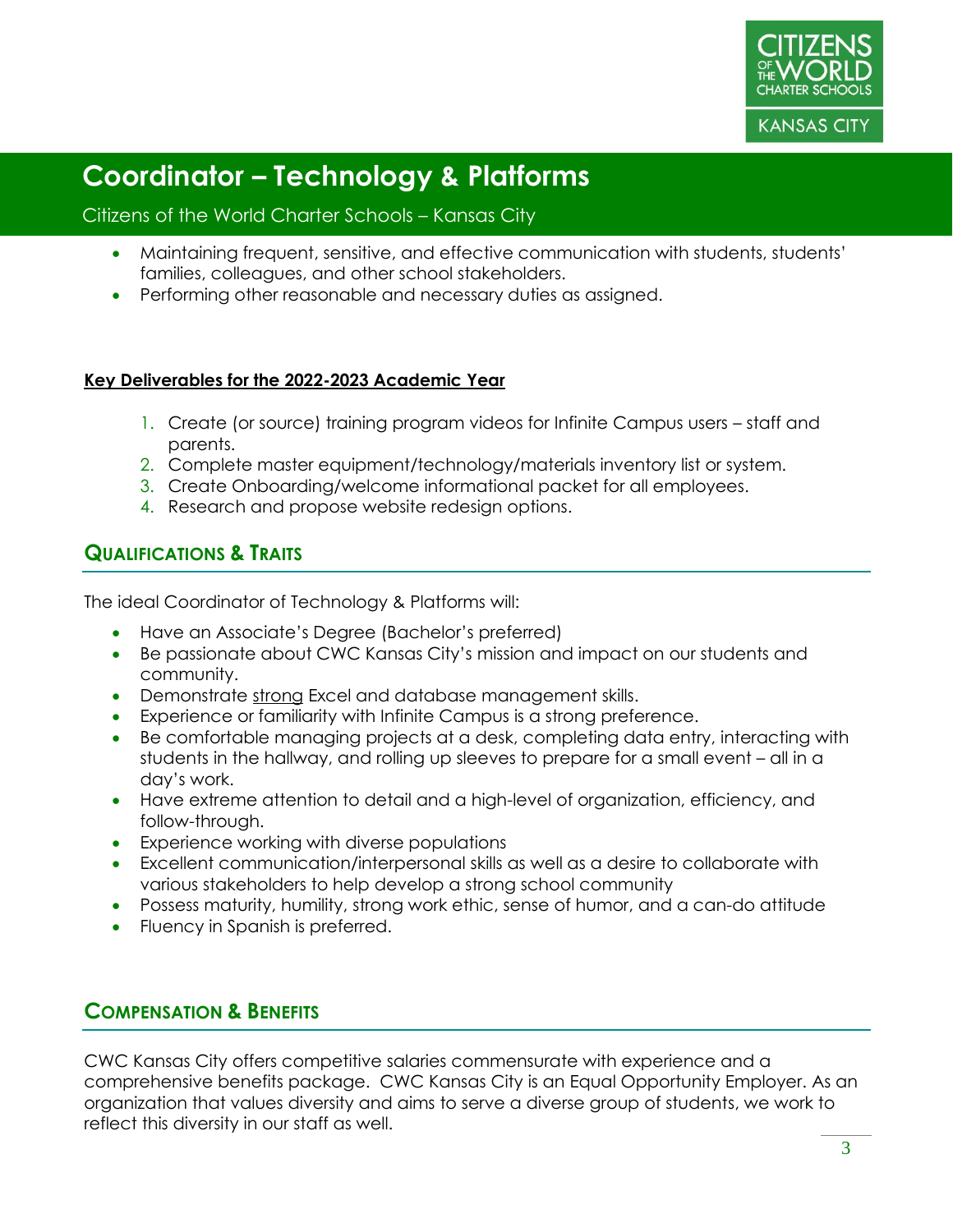- Maintaining frequent, sensitive, and effective communication with students, students' families, colleagues, and other school stakeholders.
- Performing other reasonable and necessary duties as assigned.

**Key Deliverables for the 2022-2023 Academic Year**

1. Create (or source) training program videos for Infinite Campus users – staff and parents.
2. Complete master equipment/technology/materials inventory list or system.
3. Create Onboarding/welcome informational packet for all employees.
4. Research and propose website redesign options.

## Qualifications & Traits

The ideal Coordinator of Technology & Platforms will:

- Have an Associate's Degree (Bachelor's preferred)
- Be passionate about CWC Kansas City's mission and impact on our students and community.
- Demonstrate strong Excel and database management skills.
- Experience or familiarity with Infinite Campus is a strong preference.
- Be comfortable managing projects at a desk, completing data entry, interacting with students in the hallway, and rolling up sleeves to prepare for a small event – all in a day's work.
- Have extreme attention to detail and a high-level of organization, efficiency, and follow-through.
- Experience working with diverse populations
- Excellent communication/interpersonal skills as well as a desire to collaborate with various stakeholders to help develop a strong school community
- Possess maturity, humility, strong work ethic, sense of humor, and a can-do attitude
- Fluency in Spanish is preferred.

## Compensation & Benefits

CWC Kansas City offers competitive salaries commensurate with experience and a comprehensive benefits package. CWC Kansas City is an Equal Opportunity Employer. As an organization that values diversity and aims to serve a diverse group of students, we work to reflect this diversity in our staff as well.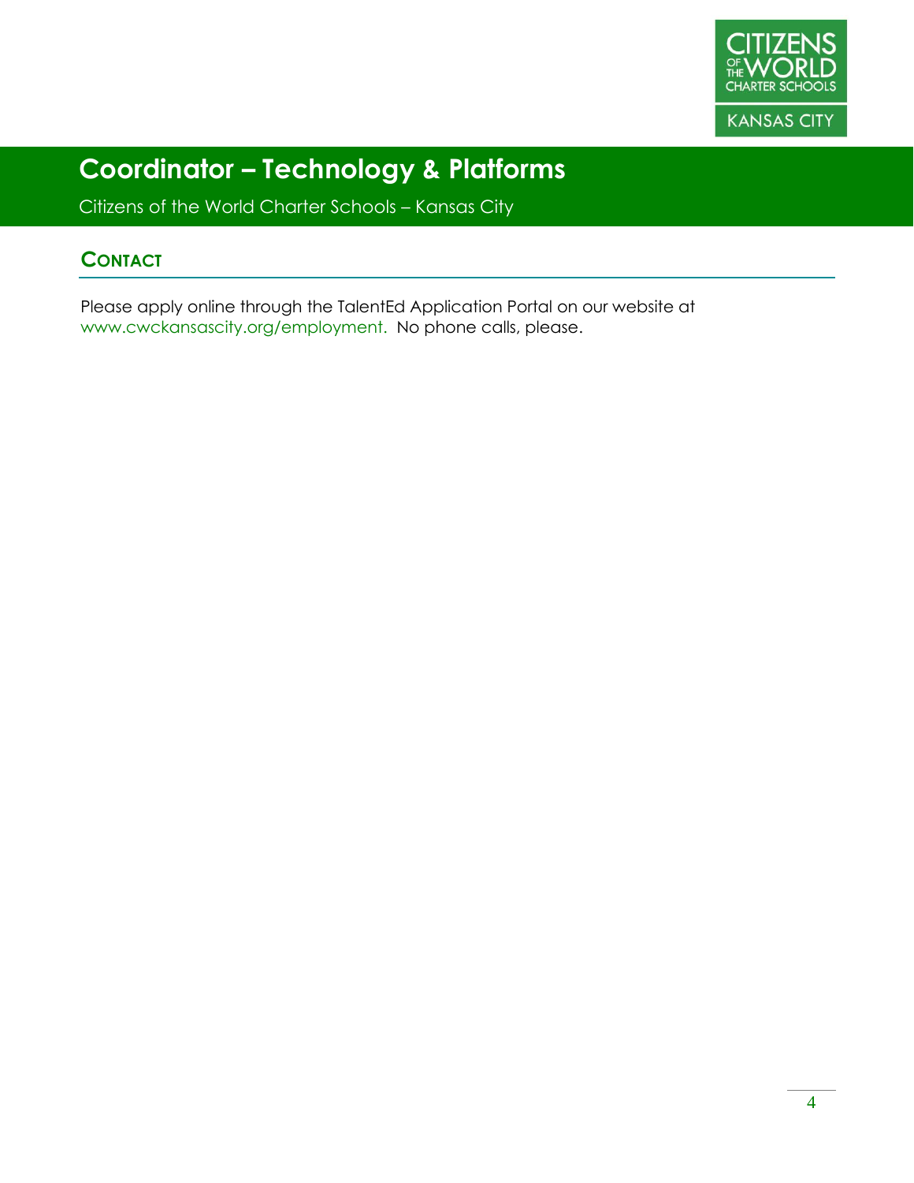# Coordinator – Technology & Platforms

Citizens of the World Charter Schools – Kansas City

## Contact

Please apply online through the TalentEd Application Portal on our website at www.cwckansascity.org/employment. No phone calls, please.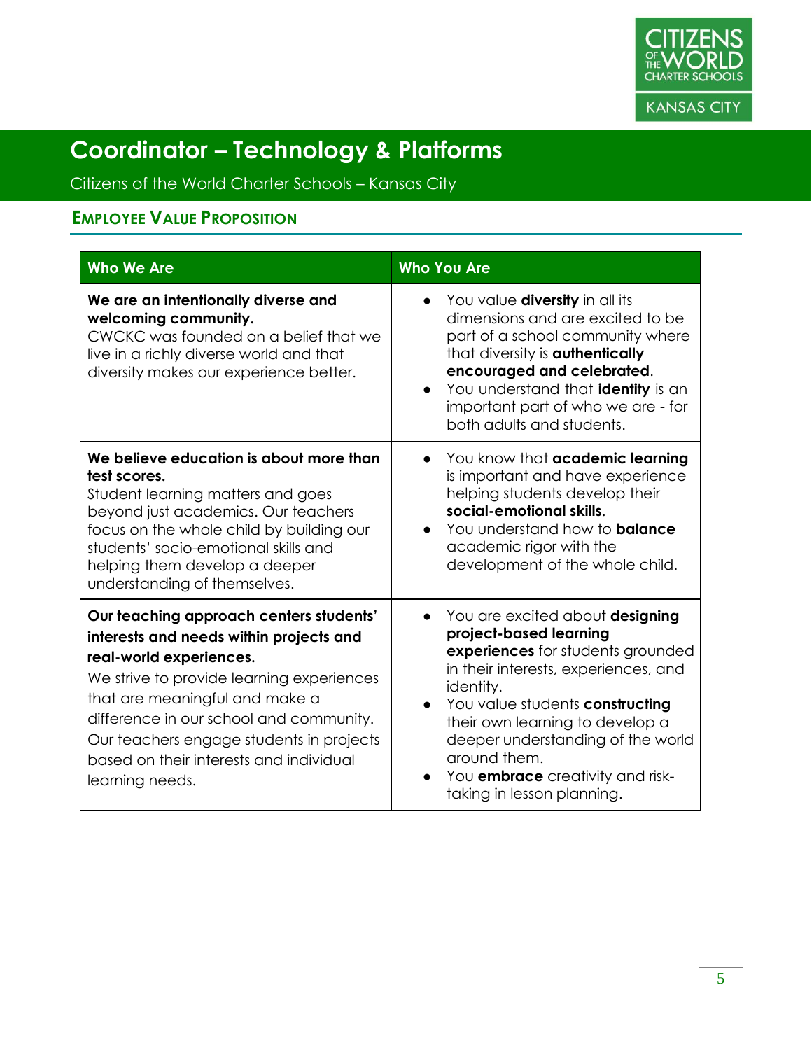# Coordinator – Technology & Platforms

Citizens of the World Charter Schools – Kansas City

## Employee Value Proposition

| Who We Are | Who You Are |
|---|---|
| **We are an intentionally diverse and welcoming community.** CWCKC was founded on a belief that we live in a richly diverse world and that diversity makes our experience better. | • You value **diversity** in all its dimensions and are excited to be part of a school community where that diversity is **authentically encouraged and celebrated**.<br>• You understand that **identity** is an important part of who we are - for both adults and students. |
| **We believe education is about more than test scores.** Student learning matters and goes beyond just academics. Our teachers focus on the whole child by building our students' socio-emotional skills and helping them develop a deeper understanding of themselves. | • You know that **academic learning** is important and have experience helping students develop their **social-emotional skills**.<br>• You understand how to **balance** academic rigor with the development of the whole child. |
| **Our teaching approach centers students' interests and needs within projects and real-world experiences.** We strive to provide learning experiences that are meaningful and make a difference in our school and community. Our teachers engage students in projects based on their interests and individual learning needs. | • You are excited about **designing project-based learning experiences** for students grounded in their interests, experiences, and identity.<br>• You value students **constructing** their own learning to develop a deeper understanding of the world around them.<br>• You **embrace** creativity and risk-taking in lesson planning. |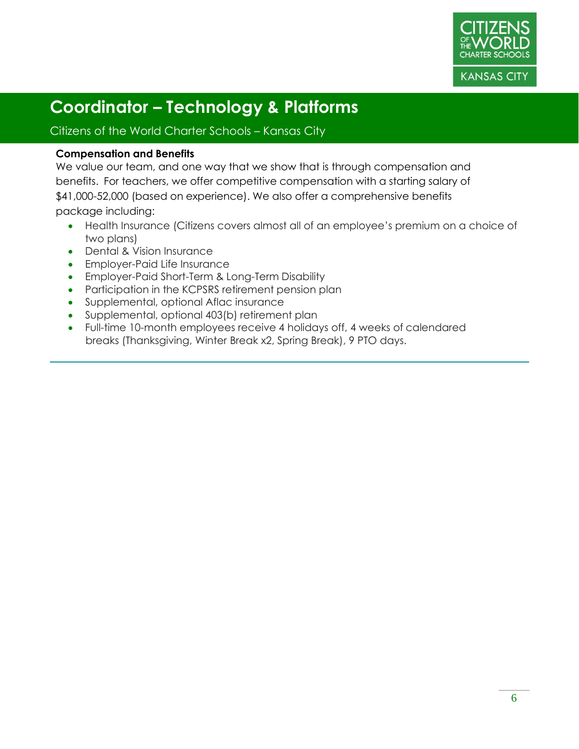# Coordinator – Technology & Platforms

Citizens of the World Charter Schools – Kansas City

**Compensation and Benefits**

We value our team, and one way that we show that is through compensation and benefits. For teachers, we offer competitive compensation with a starting salary of $41,000-52,000 (based on experience). We also offer a comprehensive benefits package including:

- Health Insurance (Citizens covers almost all of an employee's premium on a choice of two plans)
- Dental & Vision Insurance
- Employer-Paid Life Insurance
- Employer-Paid Short-Term & Long-Term Disability
- Participation in the KCPSRS retirement pension plan
- Supplemental, optional Aflac insurance
- Supplemental, optional 403(b) retirement plan
- Full-time 10-month employees receive 4 holidays off, 4 weeks of calendared breaks (Thanksgiving, Winter Break x2, Spring Break), 9 PTO days.